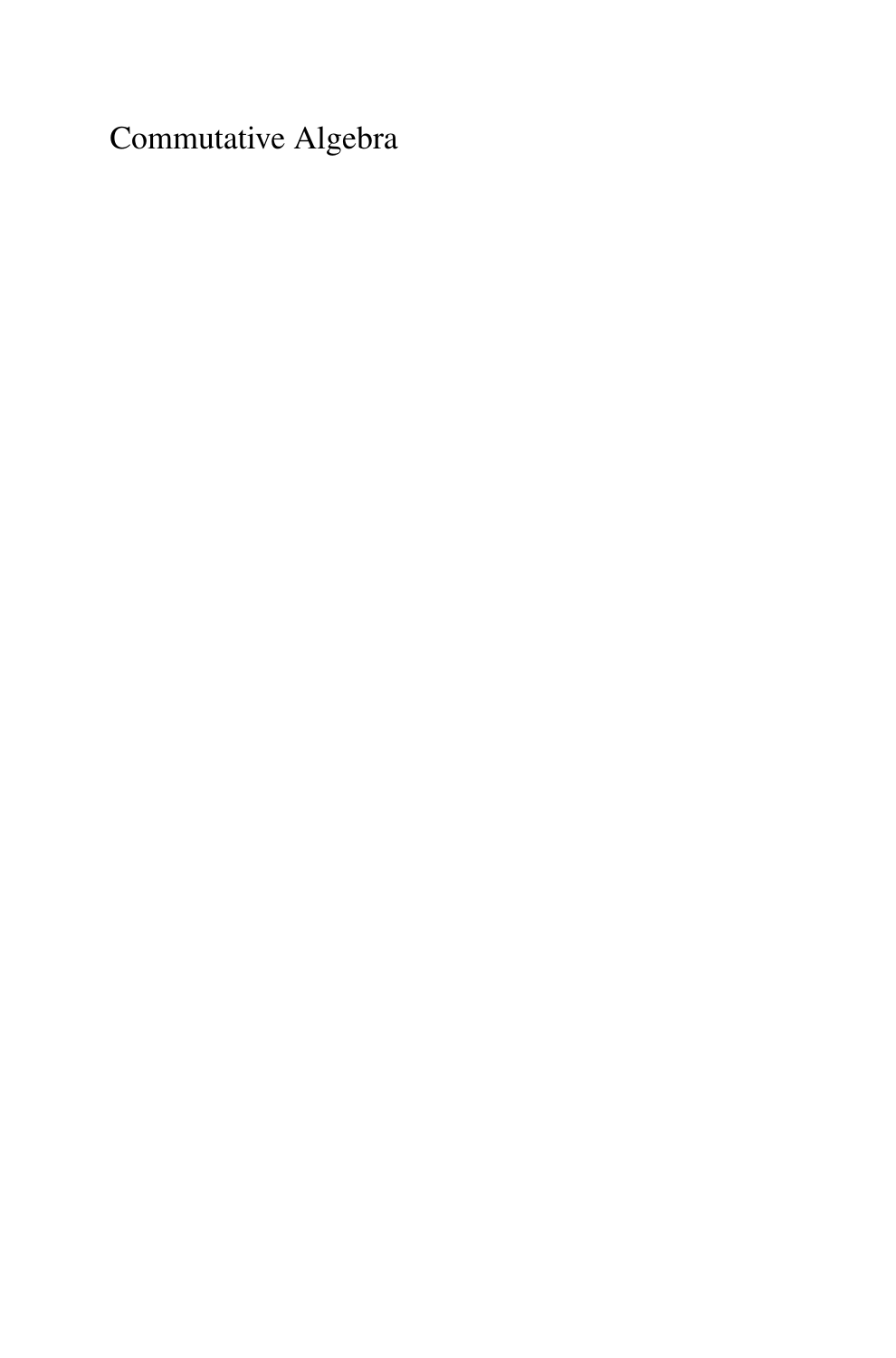Commutative Algebra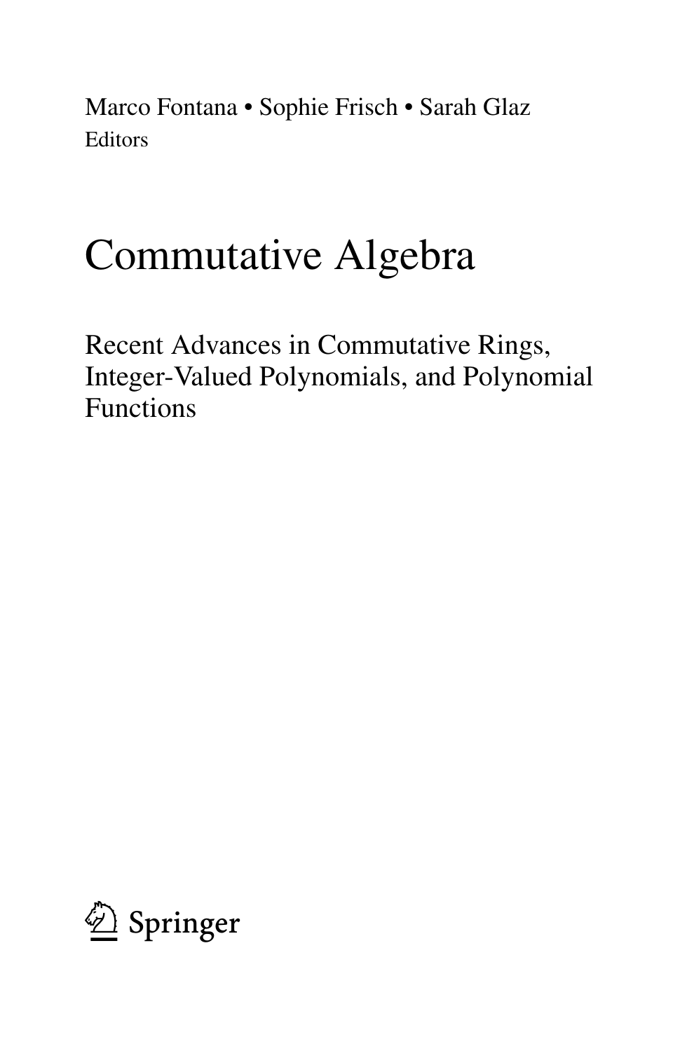Marco Fontana • Sophie Frisch • Sarah Glaz
Editors

# Commutative Algebra

## Recent Advances in Commutative Rings, Integer-Valued Polynomials, and Polynomial Functions

Springer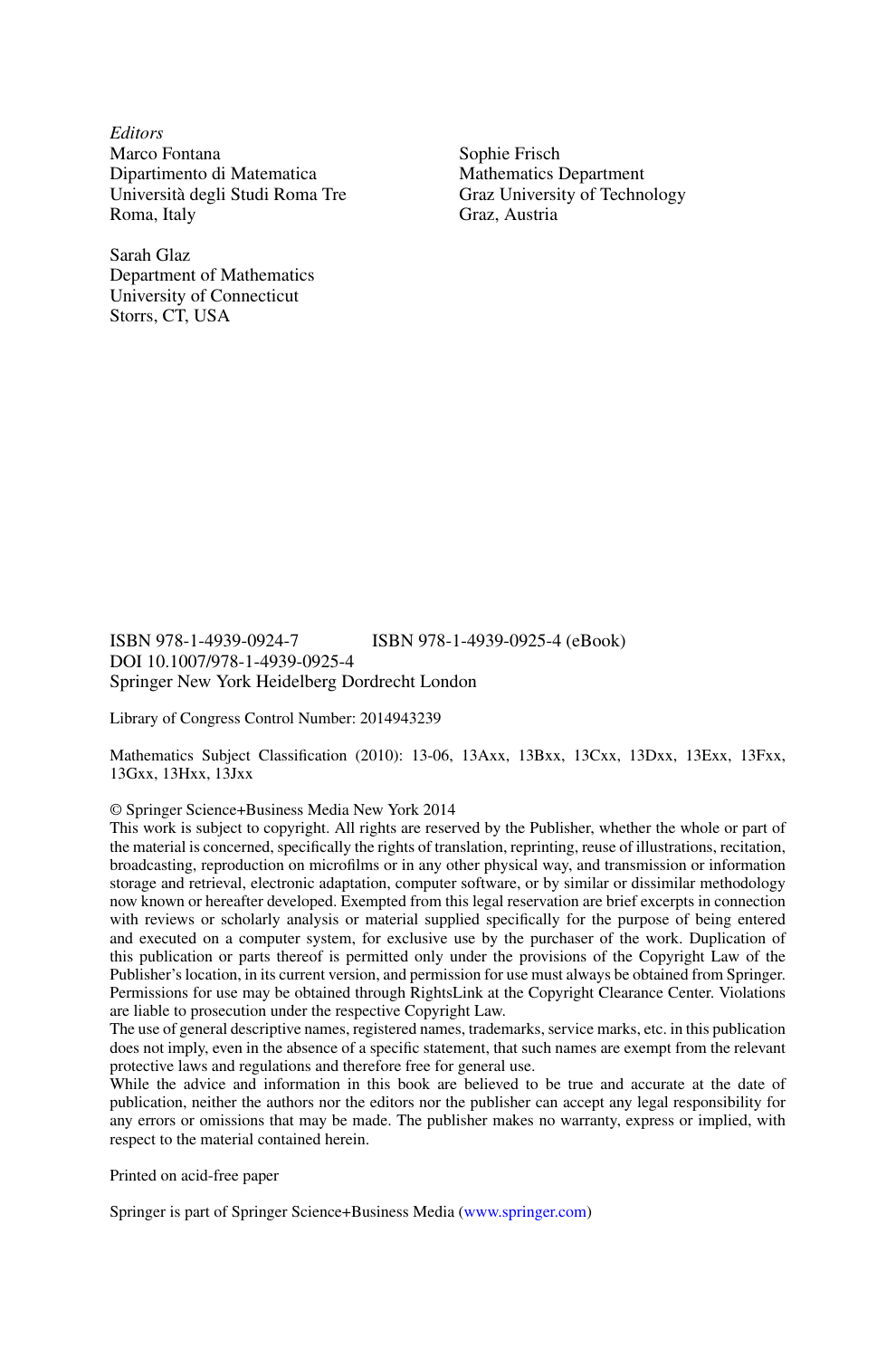*Editors*

Marco Fontana
Dipartimento di Matematica
Università degli Studi Roma Tre
Roma, Italy

Sophie Frisch
Mathematics Department
Graz University of Technology
Graz, Austria

Sarah Glaz
Department of Mathematics
University of Connecticut
Storrs, CT, USA

ISBN 978-1-4939-0924-7 ISBN 978-1-4939-0925-4 (eBook)
DOI 10.1007/978-1-4939-0925-4
Springer New York Heidelberg Dordrecht London

Library of Congress Control Number: 2014943239

Mathematics Subject Classification (2010): 13-06, 13Axx, 13Bxx, 13Cxx, 13Dxx, 13Exx, 13Fxx, 13Gxx, 13Hxx, 13Jxx

© Springer Science+Business Media New York 2014

This work is subject to copyright. All rights are reserved by the Publisher, whether the whole or part of the material is concerned, specifically the rights of translation, reprinting, reuse of illustrations, recitation, broadcasting, reproduction on microfilms or in any other physical way, and transmission or information storage and retrieval, electronic adaptation, computer software, or by similar or dissimilar methodology now known or hereafter developed. Exempted from this legal reservation are brief excerpts in connection with reviews or scholarly analysis or material supplied specifically for the purpose of being entered and executed on a computer system, for exclusive use by the purchaser of the work. Duplication of this publication or parts thereof is permitted only under the provisions of the Copyright Law of the Publisher's location, in its current version, and permission for use must always be obtained from Springer. Permissions for use may be obtained through RightsLink at the Copyright Clearance Center. Violations are liable to prosecution under the respective Copyright Law.

The use of general descriptive names, registered names, trademarks, service marks, etc. in this publication does not imply, even in the absence of a specific statement, that such names are exempt from the relevant protective laws and regulations and therefore free for general use.

While the advice and information in this book are believed to be true and accurate at the date of publication, neither the authors nor the editors nor the publisher can accept any legal responsibility for any errors or omissions that may be made. The publisher makes no warranty, express or implied, with respect to the material contained herein.

Printed on acid-free paper

Springer is part of Springer Science+Business Media (www.springer.com)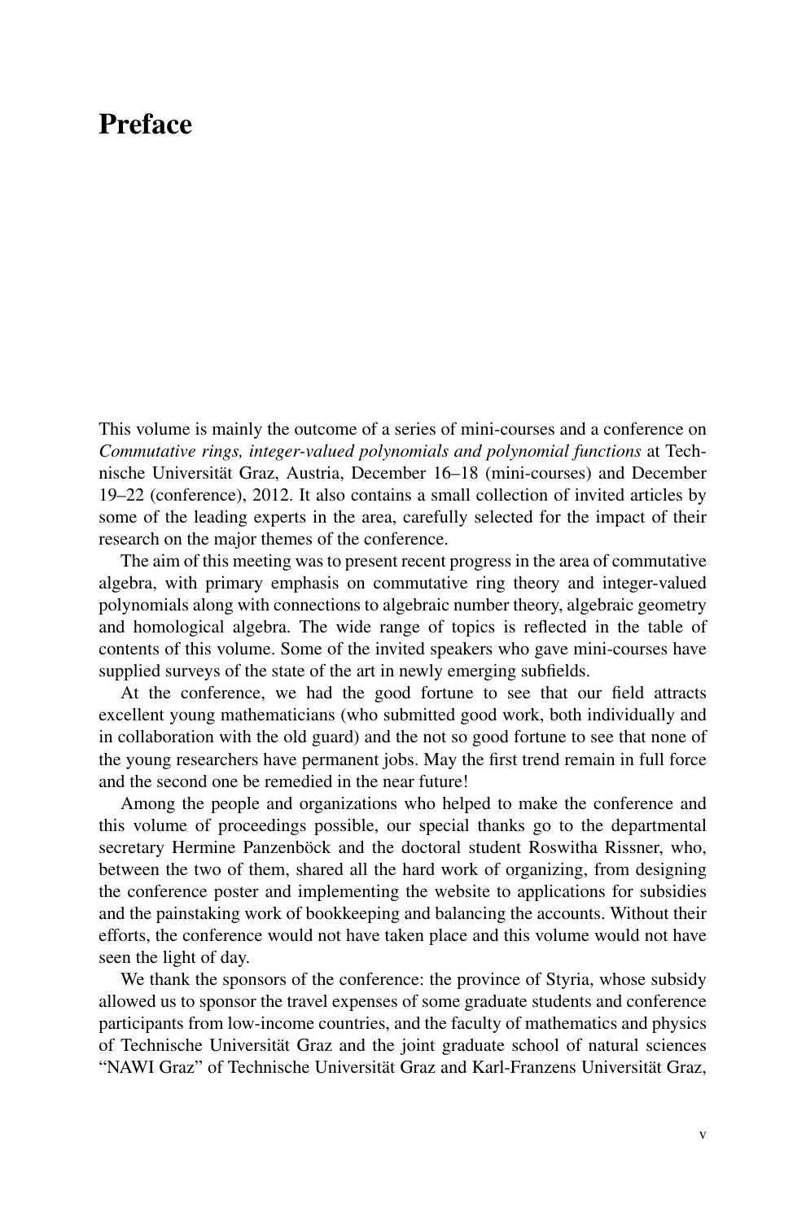# Preface

This volume is mainly the outcome of a series of mini-courses and a conference on *Commutative rings, integer-valued polynomials and polynomial functions* at Technische Universität Graz, Austria, December 16–18 (mini-courses) and December 19–22 (conference), 2012. It also contains a small collection of invited articles by some of the leading experts in the area, carefully selected for the impact of their research on the major themes of the conference.

The aim of this meeting was to present recent progress in the area of commutative algebra, with primary emphasis on commutative ring theory and integer-valued polynomials along with connections to algebraic number theory, algebraic geometry and homological algebra. The wide range of topics is reflected in the table of contents of this volume. Some of the invited speakers who gave mini-courses have supplied surveys of the state of the art in newly emerging subfields.

At the conference, we had the good fortune to see that our field attracts excellent young mathematicians (who submitted good work, both individually and in collaboration with the old guard) and the not so good fortune to see that none of the young researchers have permanent jobs. May the first trend remain in full force and the second one be remedied in the near future!

Among the people and organizations who helped to make the conference and this volume of proceedings possible, our special thanks go to the departmental secretary Hermine Panzenböck and the doctoral student Roswitha Rissner, who, between the two of them, shared all the hard work of organizing, from designing the conference poster and implementing the website to applications for subsidies and the painstaking work of bookkeeping and balancing the accounts. Without their efforts, the conference would not have taken place and this volume would not have seen the light of day.

We thank the sponsors of the conference: the province of Styria, whose subsidy allowed us to sponsor the travel expenses of some graduate students and conference participants from low-income countries, and the faculty of mathematics and physics of Technische Universität Graz and the joint graduate school of natural sciences "NAWI Graz" of Technische Universität Graz and Karl-Franzens Universität Graz,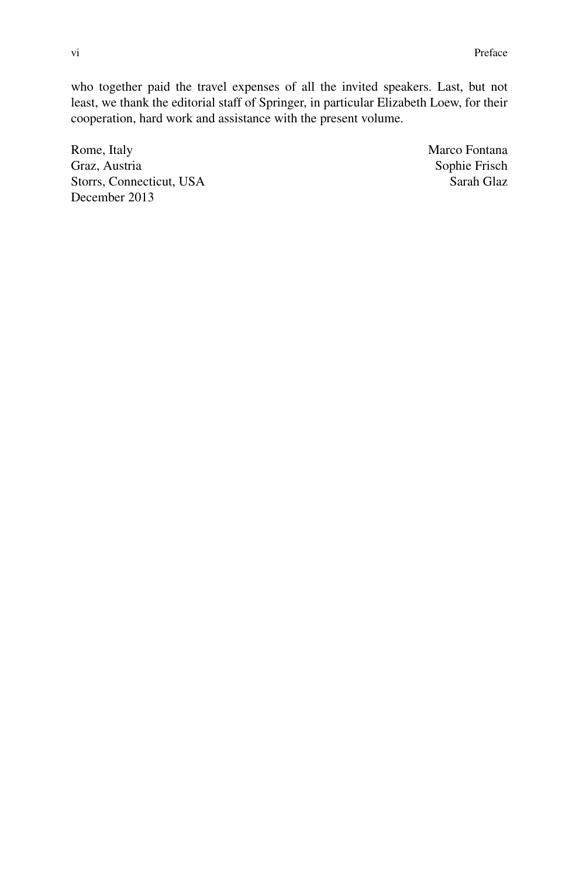who together paid the travel expenses of all the invited speakers. Last, but not least, we thank the editorial staff of Springer, in particular Elizabeth Loew, for their cooperation, hard work and assistance with the present volume.

Rome, Italy — Marco Fontana
Graz, Austria — Sophie Frisch
Storrs, Connecticut, USA — Sarah Glaz
December 2013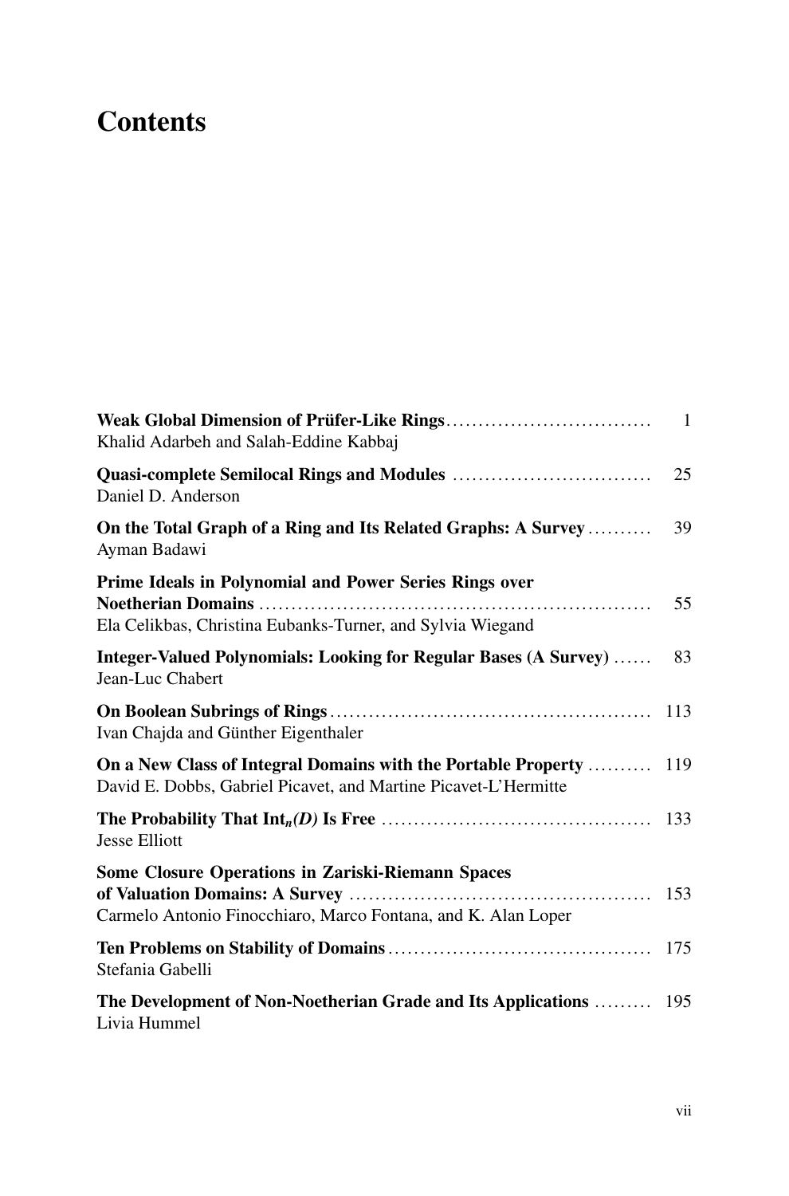# Contents

**Weak Global Dimension of Prüfer-Like Rings** .................................. 1
Khalid Adarbeh and Salah-Eddine Kabbaj

**Quasi-complete Semilocal Rings and Modules** .................................. 25
Daniel D. Anderson

**On the Total Graph of a Ring and Its Related Graphs: A Survey** .......... 39
Ayman Badawi

**Prime Ideals in Polynomial and Power Series Rings over Noetherian Domains** .................................. 55
Ela Celikbas, Christina Eubanks-Turner, and Sylvia Wiegand

**Integer-Valued Polynomials: Looking for Regular Bases (A Survey)** ...... 83
Jean-Luc Chabert

**On Boolean Subrings of Rings** .................................. 113
Ivan Chajda and Günther Eigenthaler

**On a New Class of Integral Domains with the Portable Property** .......... 119
David E. Dobbs, Gabriel Picavet, and Martine Picavet-L'Hermitte

**The Probability That $\mathrm{Int}_n(D)$ Is Free** .................................. 133
Jesse Elliott

**Some Closure Operations in Zariski-Riemann Spaces of Valuation Domains: A Survey** .................................. 153
Carmelo Antonio Finocchiaro, Marco Fontana, and K. Alan Loper

**Ten Problems on Stability of Domains** .................................. 175
Stefania Gabelli

**The Development of Non-Noetherian Grade and Its Applications** ......... 195
Livia Hummel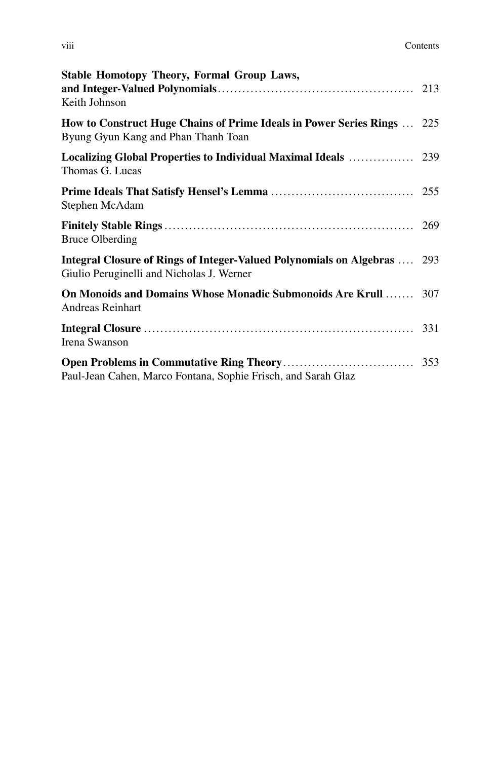**Stable Homotopy Theory, Formal Group Laws, and Integer-Valued Polynomials** ........ 213
Keith Johnson

**How to Construct Huge Chains of Prime Ideals in Power Series Rings** ... 225
Byung Gyun Kang and Phan Thanh Toan

**Localizing Global Properties to Individual Maximal Ideals** ........ 239
Thomas G. Lucas

**Prime Ideals That Satisfy Hensel's Lemma** ........ 255
Stephen McAdam

**Finitely Stable Rings** ........ 269
Bruce Olberding

**Integral Closure of Rings of Integer-Valued Polynomials on Algebras** .... 293
Giulio Peruginelli and Nicholas J. Werner

**On Monoids and Domains Whose Monadic Submonoids Are Krull** ....... 307
Andreas Reinhart

**Integral Closure** ........ 331
Irena Swanson

**Open Problems in Commutative Ring Theory** ........ 353
Paul-Jean Cahen, Marco Fontana, Sophie Frisch, and Sarah Glaz